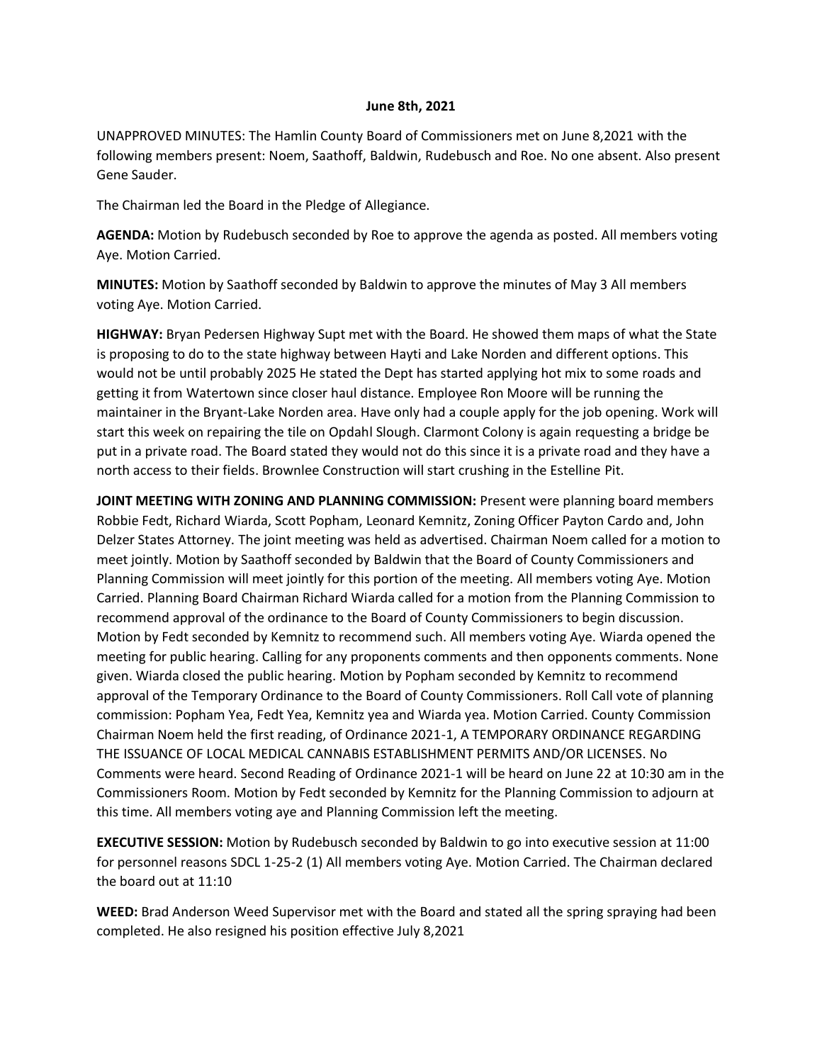**June 8th, 2021**

UNAPPROVED MINUTES: The Hamlin County Board of Commissioners met on June 8,2021 with the following members present: Noem, Saathoff, Baldwin, Rudebusch and Roe. No one absent. Also present Gene Sauder.

The Chairman led the Board in the Pledge of Allegiance.

**AGENDA:** Motion by Rudebusch seconded by Roe to approve the agenda as posted. All members voting Aye. Motion Carried.

**MINUTES:** Motion by Saathoff seconded by Baldwin to approve the minutes of May 3 All members voting Aye. Motion Carried.

**HIGHWAY:** Bryan Pedersen Highway Supt met with the Board. He showed them maps of what the State is proposing to do to the state highway between Hayti and Lake Norden and different options. This would not be until probably 2025 He stated the Dept has started applying hot mix to some roads and getting it from Watertown since closer haul distance. Employee Ron Moore will be running the maintainer in the Bryant-Lake Norden area. Have only had a couple apply for the job opening. Work will start this week on repairing the tile on Opdahl Slough. Clarmont Colony is again requesting a bridge be put in a private road. The Board stated they would not do this since it is a private road and they have a north access to their fields. Brownlee Construction will start crushing in the Estelline Pit.

**JOINT MEETING WITH ZONING AND PLANNING COMMISSION:** Present were planning board members Robbie Fedt, Richard Wiarda, Scott Popham, Leonard Kemnitz, Zoning Officer Payton Cardo and, John Delzer States Attorney. The joint meeting was held as advertised. Chairman Noem called for a motion to meet jointly. Motion by Saathoff seconded by Baldwin that the Board of County Commissioners and Planning Commission will meet jointly for this portion of the meeting. All members voting Aye. Motion Carried. Planning Board Chairman Richard Wiarda called for a motion from the Planning Commission to recommend approval of the ordinance to the Board of County Commissioners to begin discussion. Motion by Fedt seconded by Kemnitz to recommend such. All members voting Aye. Wiarda opened the meeting for public hearing. Calling for any proponents comments and then opponents comments. None given. Wiarda closed the public hearing. Motion by Popham seconded by Kemnitz to recommend approval of the Temporary Ordinance to the Board of County Commissioners. Roll Call vote of planning commission: Popham Yea, Fedt Yea, Kemnitz yea and Wiarda yea. Motion Carried. County Commission Chairman Noem held the first reading, of Ordinance 2021-1, A TEMPORARY ORDINANCE REGARDING THE ISSUANCE OF LOCAL MEDICAL CANNABIS ESTABLISHMENT PERMITS AND/OR LICENSES. No Comments were heard. Second Reading of Ordinance 2021-1 will be heard on June 22 at 10:30 am in the Commissioners Room. Motion by Fedt seconded by Kemnitz for the Planning Commission to adjourn at this time. All members voting aye and Planning Commission left the meeting.

**EXECUTIVE SESSION:** Motion by Rudebusch seconded by Baldwin to go into executive session at 11:00 for personnel reasons SDCL 1-25-2 (1) All members voting Aye. Motion Carried. The Chairman declared the board out at 11:10

**WEED:** Brad Anderson Weed Supervisor met with the Board and stated all the spring spraying had been completed. He also resigned his position effective July 8,2021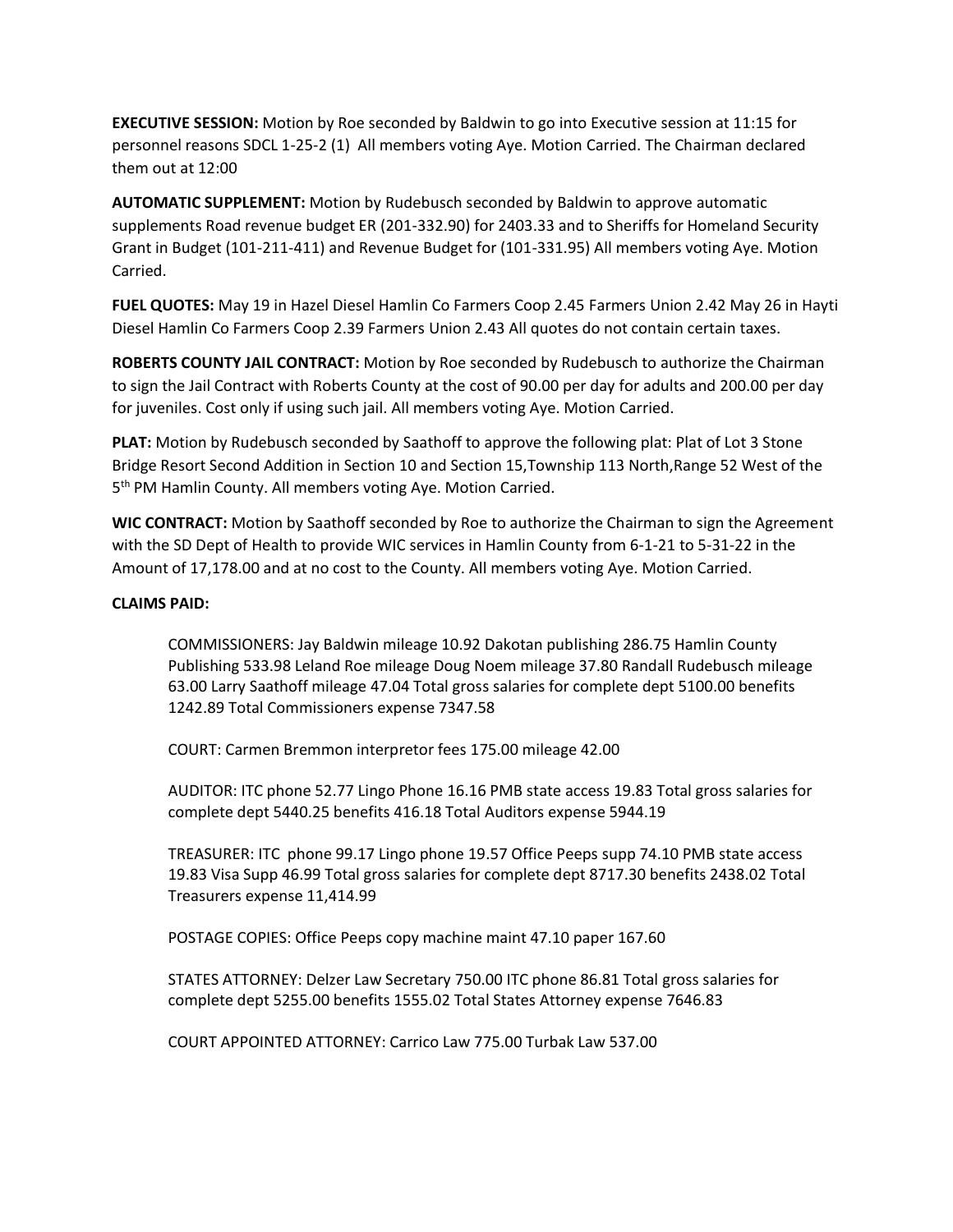**EXECUTIVE SESSION:** Motion by Roe seconded by Baldwin to go into Executive session at 11:15 for personnel reasons SDCL 1-25-2 (1) All members voting Aye. Motion Carried. The Chairman declared them out at 12:00

**AUTOMATIC SUPPLEMENT:** Motion by Rudebusch seconded by Baldwin to approve automatic supplements Road revenue budget ER (201-332.90) for 2403.33 and to Sheriffs for Homeland Security Grant in Budget (101-211-411) and Revenue Budget for (101-331.95) All members voting Aye. Motion Carried.

**FUEL QUOTES:** May 19 in Hazel Diesel Hamlin Co Farmers Coop 2.45 Farmers Union 2.42 May 26 in Hayti Diesel Hamlin Co Farmers Coop 2.39 Farmers Union 2.43 All quotes do not contain certain taxes.

**ROBERTS COUNTY JAIL CONTRACT:** Motion by Roe seconded by Rudebusch to authorize the Chairman to sign the Jail Contract with Roberts County at the cost of 90.00 per day for adults and 200.00 per day for juveniles. Cost only if using such jail. All members voting Aye. Motion Carried.

**PLAT:** Motion by Rudebusch seconded by Saathoff to approve the following plat: Plat of Lot 3 Stone Bridge Resort Second Addition in Section 10 and Section 15,Township 113 North,Range 52 West of the 5th PM Hamlin County. All members voting Aye. Motion Carried.

**WIC CONTRACT:** Motion by Saathoff seconded by Roe to authorize the Chairman to sign the Agreement with the SD Dept of Health to provide WIC services in Hamlin County from 6-1-21 to 5-31-22 in the Amount of 17,178.00 and at no cost to the County. All members voting Aye. Motion Carried.

**CLAIMS PAID:**

COMMISSIONERS: Jay Baldwin mileage 10.92 Dakotan publishing 286.75 Hamlin County Publishing 533.98 Leland Roe mileage Doug Noem mileage 37.80 Randall Rudebusch mileage 63.00 Larry Saathoff mileage 47.04 Total gross salaries for complete dept 5100.00 benefits 1242.89 Total Commissioners expense 7347.58

COURT: Carmen Bremmon interpretor fees 175.00 mileage 42.00

AUDITOR: ITC phone 52.77 Lingo Phone 16.16 PMB state access 19.83 Total gross salaries for complete dept 5440.25 benefits 416.18 Total Auditors expense 5944.19

TREASURER: ITC phone 99.17 Lingo phone 19.57 Office Peeps supp 74.10 PMB state access 19.83 Visa Supp 46.99 Total gross salaries for complete dept 8717.30 benefits 2438.02 Total Treasurers expense 11,414.99

POSTAGE COPIES: Office Peeps copy machine maint 47.10 paper 167.60

STATES ATTORNEY: Delzer Law Secretary 750.00 ITC phone 86.81 Total gross salaries for complete dept 5255.00 benefits 1555.02 Total States Attorney expense 7646.83

COURT APPOINTED ATTORNEY: Carrico Law 775.00 Turbak Law 537.00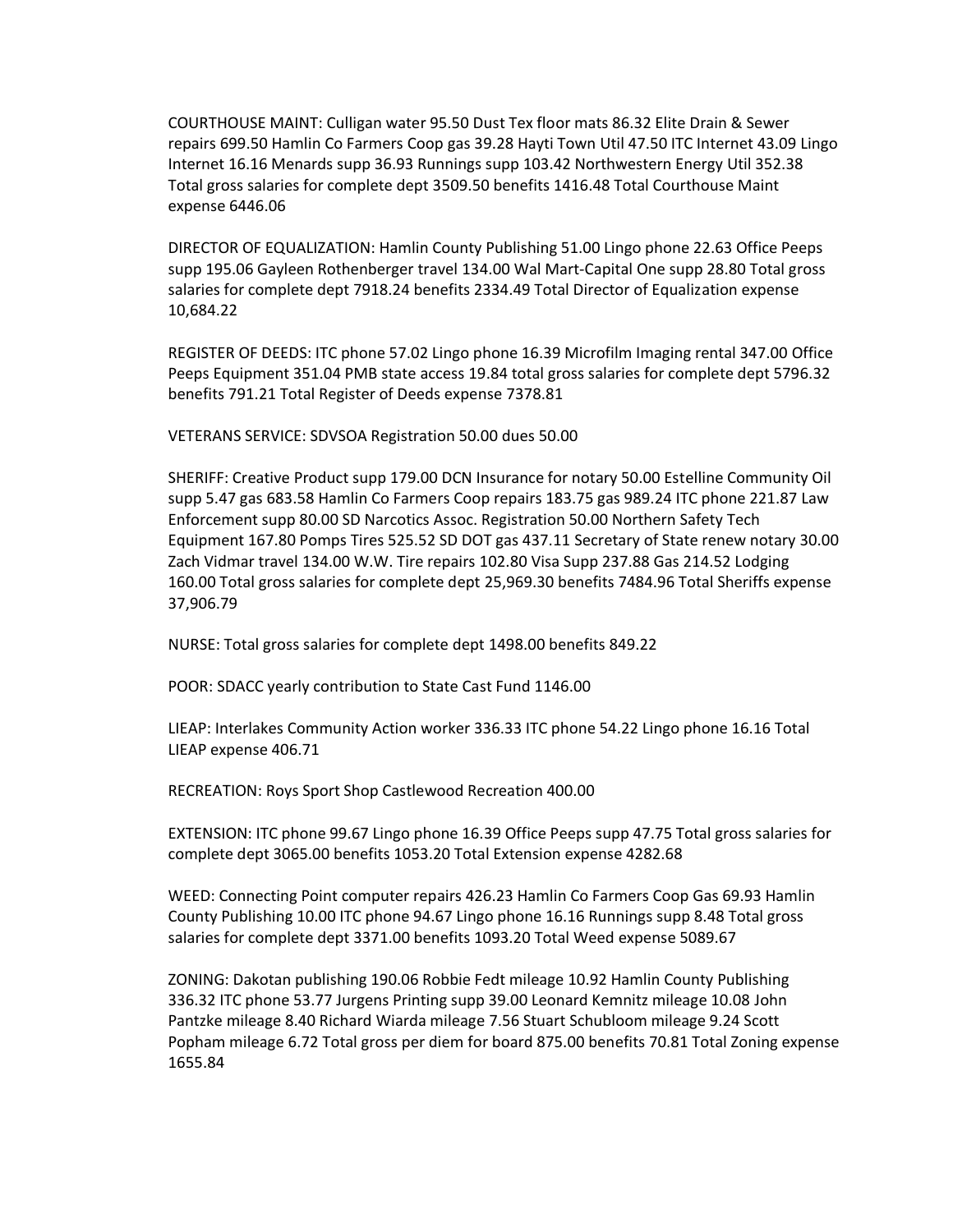COURTHOUSE MAINT: Culligan water 95.50 Dust Tex floor mats 86.32 Elite Drain & Sewer repairs 699.50 Hamlin Co Farmers Coop gas 39.28 Hayti Town Util 47.50 ITC Internet 43.09 Lingo Internet 16.16 Menards supp 36.93 Runnings supp 103.42 Northwestern Energy Util 352.38 Total gross salaries for complete dept 3509.50 benefits 1416.48 Total Courthouse Maint expense 6446.06

DIRECTOR OF EQUALIZATION: Hamlin County Publishing 51.00 Lingo phone 22.63 Office Peeps supp 195.06 Gayleen Rothenberger travel 134.00 Wal Mart-Capital One supp 28.80 Total gross salaries for complete dept 7918.24 benefits 2334.49 Total Director of Equalization expense 10,684.22

REGISTER OF DEEDS: ITC phone 57.02 Lingo phone 16.39 Microfilm Imaging rental 347.00 Office Peeps Equipment 351.04 PMB state access 19.84 total gross salaries for complete dept 5796.32 benefits 791.21 Total Register of Deeds expense 7378.81

VETERANS SERVICE: SDVSOA Registration 50.00 dues 50.00

SHERIFF: Creative Product supp 179.00 DCN Insurance for notary 50.00 Estelline Community Oil supp 5.47 gas 683.58 Hamlin Co Farmers Coop repairs 183.75 gas 989.24 ITC phone 221.87 Law Enforcement supp 80.00 SD Narcotics Assoc. Registration 50.00 Northern Safety Tech Equipment 167.80 Pomps Tires 525.52 SD DOT gas 437.11 Secretary of State renew notary 30.00 Zach Vidmar travel 134.00 W.W. Tire repairs 102.80 Visa Supp 237.88 Gas 214.52 Lodging 160.00 Total gross salaries for complete dept 25,969.30 benefits 7484.96 Total Sheriffs expense 37,906.79

NURSE: Total gross salaries for complete dept 1498.00 benefits 849.22

POOR: SDACC yearly contribution to State Cast Fund 1146.00

LIEAP: Interlakes Community Action worker 336.33 ITC phone 54.22 Lingo phone 16.16 Total LIEAP expense 406.71

RECREATION: Roys Sport Shop Castlewood Recreation 400.00

EXTENSION: ITC phone 99.67 Lingo phone 16.39 Office Peeps supp 47.75 Total gross salaries for complete dept 3065.00 benefits 1053.20 Total Extension expense 4282.68

WEED: Connecting Point computer repairs 426.23 Hamlin Co Farmers Coop Gas 69.93 Hamlin County Publishing 10.00 ITC phone 94.67 Lingo phone 16.16 Runnings supp 8.48 Total gross salaries for complete dept 3371.00 benefits 1093.20 Total Weed expense 5089.67

ZONING: Dakotan publishing 190.06 Robbie Fedt mileage 10.92 Hamlin County Publishing 336.32 ITC phone 53.77 Jurgens Printing supp 39.00 Leonard Kemnitz mileage 10.08 John Pantzke mileage 8.40 Richard Wiarda mileage 7.56 Stuart Schubloom mileage 9.24 Scott Popham mileage 6.72 Total gross per diem for board 875.00 benefits 70.81 Total Zoning expense 1655.84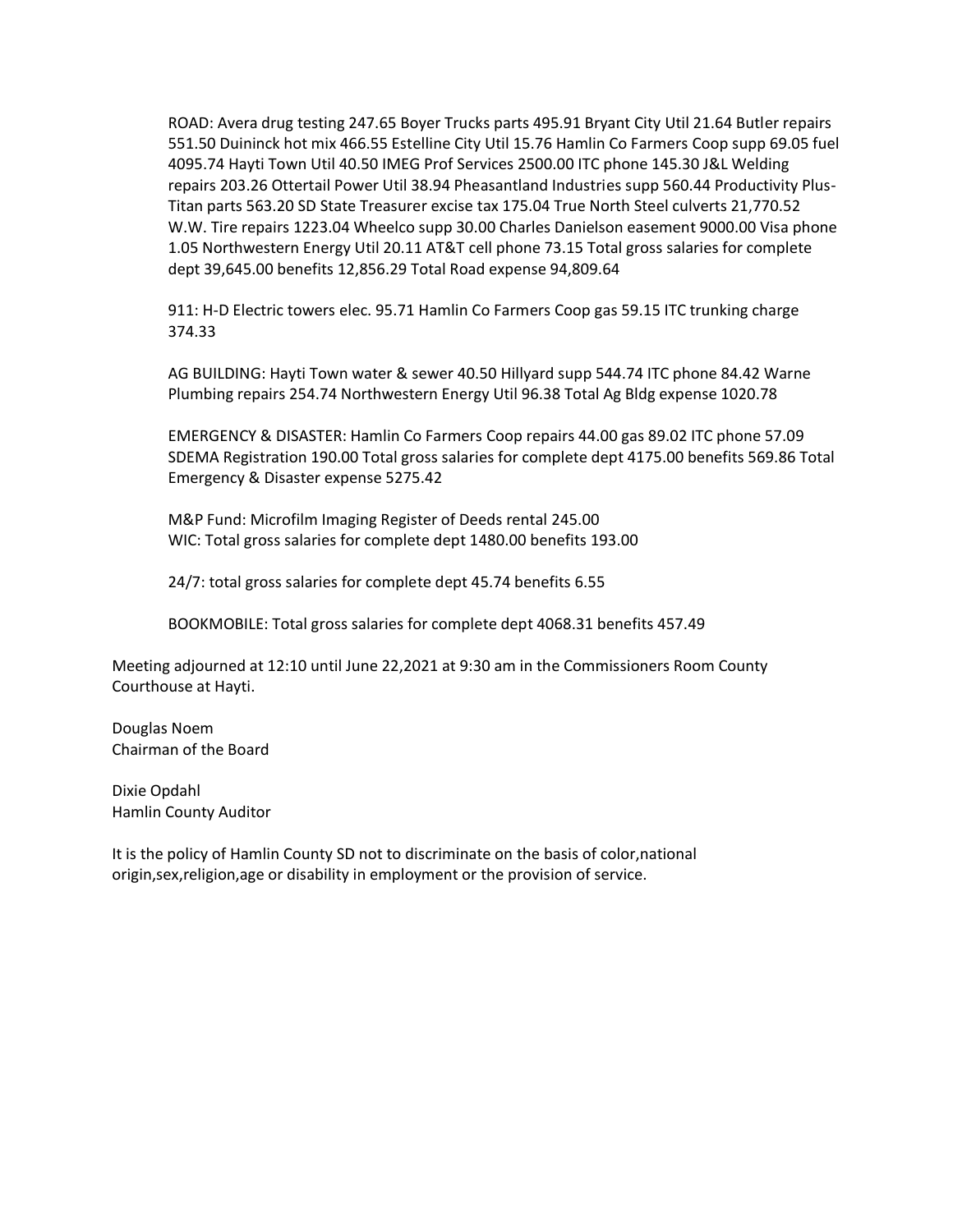ROAD: Avera drug testing 247.65 Boyer Trucks parts 495.91 Bryant City Util 21.64 Butler repairs 551.50 Duininck hot mix 466.55 Estelline City Util 15.76 Hamlin Co Farmers Coop supp 69.05 fuel 4095.74 Hayti Town Util 40.50 IMEG Prof Services 2500.00 ITC phone 145.30 J&L Welding repairs 203.26 Ottertail Power Util 38.94 Pheasantland Industries supp 560.44 Productivity Plus-Titan parts 563.20 SD State Treasurer excise tax 175.04 True North Steel culverts 21,770.52 W.W. Tire repairs 1223.04 Wheelco supp 30.00 Charles Danielson easement 9000.00 Visa phone 1.05 Northwestern Energy Util 20.11 AT&T cell phone 73.15 Total gross salaries for complete dept 39,645.00 benefits 12,856.29 Total Road expense 94,809.64

911: H-D Electric towers elec. 95.71 Hamlin Co Farmers Coop gas 59.15 ITC trunking charge 374.33

AG BUILDING: Hayti Town water & sewer 40.50 Hillyard supp 544.74 ITC phone 84.42 Warne Plumbing repairs 254.74 Northwestern Energy Util 96.38 Total Ag Bldg expense 1020.78

EMERGENCY & DISASTER: Hamlin Co Farmers Coop repairs 44.00 gas 89.02 ITC phone 57.09 SDEMA Registration 190.00 Total gross salaries for complete dept 4175.00 benefits 569.86 Total Emergency & Disaster expense 5275.42

M&P Fund: Microfilm Imaging Register of Deeds rental 245.00
WIC: Total gross salaries for complete dept 1480.00 benefits 193.00

24/7: total gross salaries for complete dept 45.74 benefits 6.55

BOOKMOBILE: Total gross salaries for complete dept 4068.31 benefits 457.49

Meeting adjourned at 12:10 until June 22,2021 at 9:30 am in the Commissioners Room County Courthouse at Hayti.

Douglas Noem
Chairman of the Board

Dixie Opdahl
Hamlin County Auditor

It is the policy of Hamlin County SD not to discriminate on the basis of color,national origin,sex,religion,age or disability in employment or the provision of service.